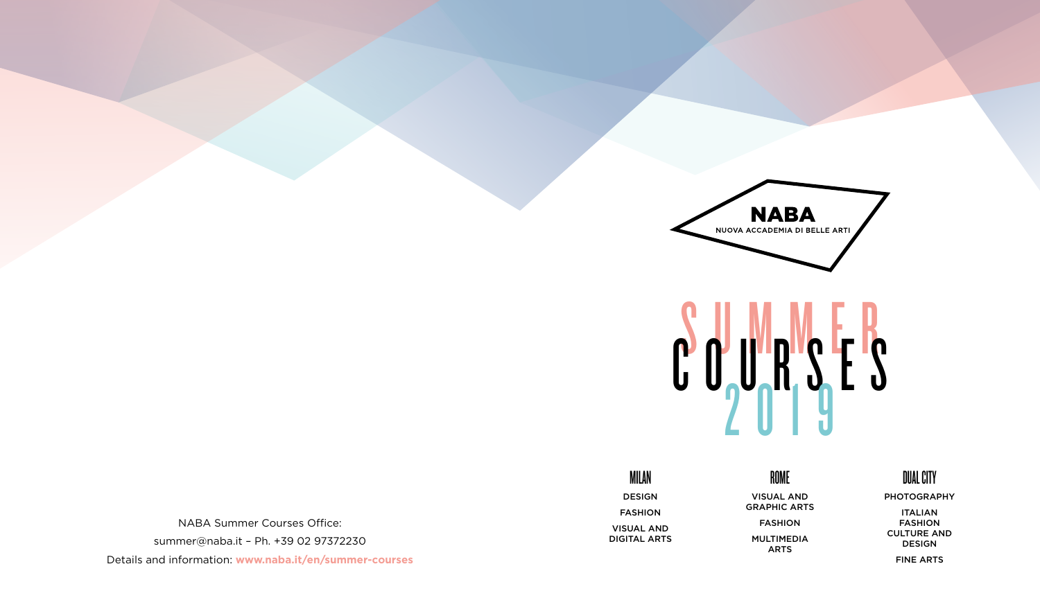NABA

NUOVA ACCADEMIA DI BELLE ARTI

# SUMMER COURSES 2019

### MILAN

DESIGN

FASHION

VISUAL AND DIGITAL ARTS

### ROME

VISUAL AND GRAPHIC ARTS

FASHION

MULTIMEDIA ARTS

### DUAL CITY

PHOTOGRAPHY

ITALIAN FASHION CULTURE AND DESIGN

FINE ARTS

NABA Summer Courses Office:

summer@naba.it – Ph. +39 02 97372230

Details and information: **www.naba.it/en/summer-courses**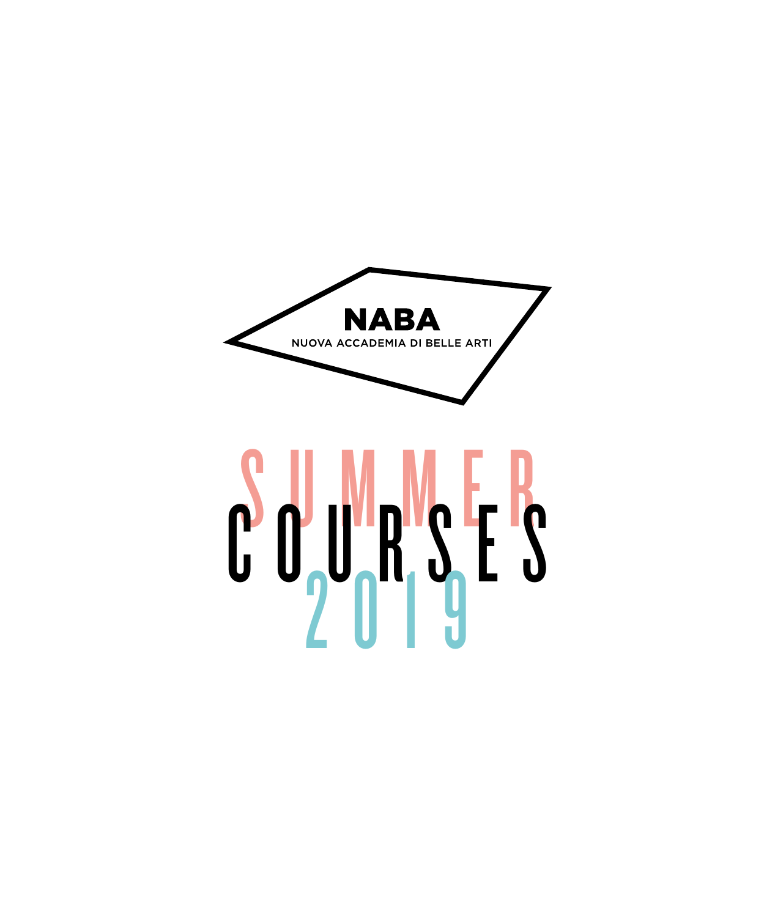**NABA**

NUOVA ACCADEMIA DI BELLE ARTI

# SUMMER COURSES 2019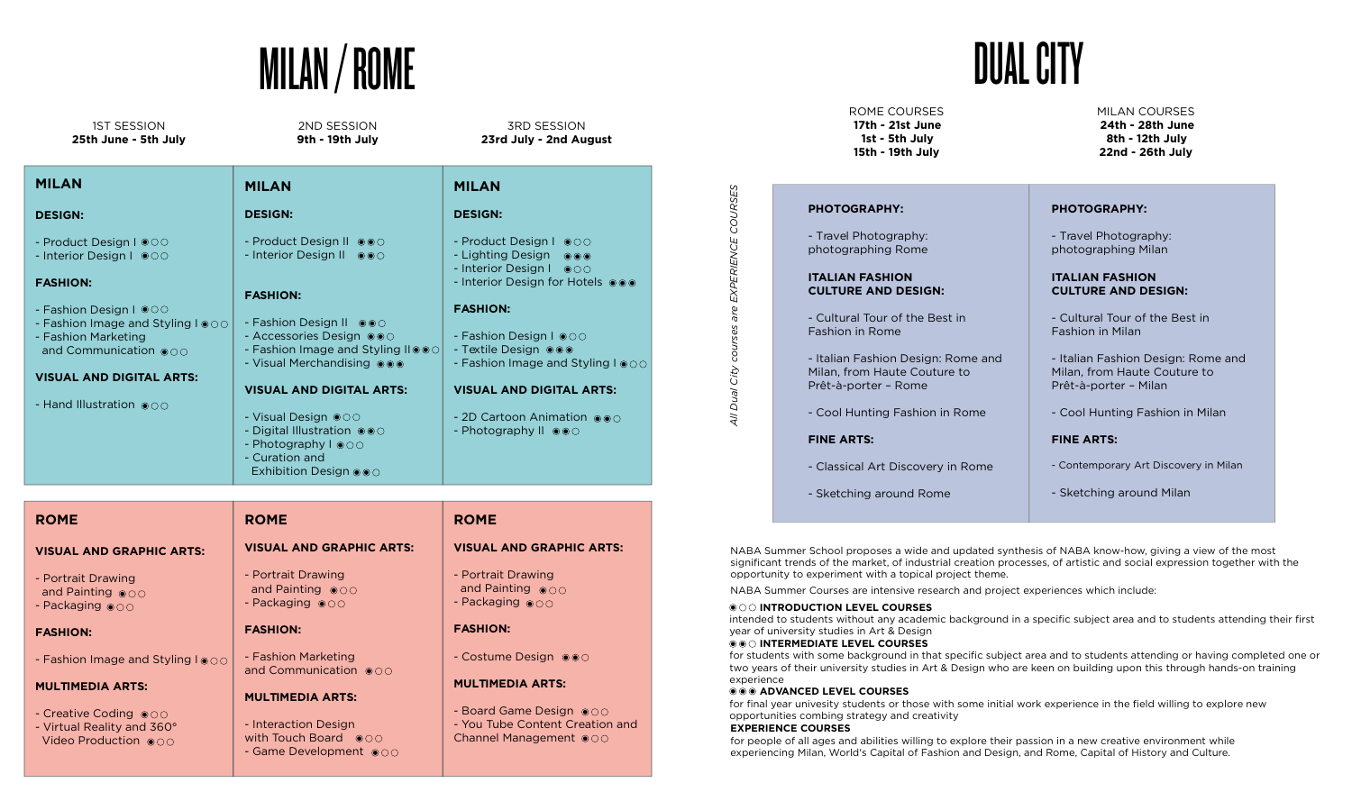# MILAN / ROME

| 1ST SESSION **25th June - 5th July** | 2ND SESSION **9th - 19th July** | 3RD SESSION **23rd July - 2nd August** |
|---|---|---|

## MILAN

### 1st Session (25th June - 5th July)

**DESIGN:**

- Product Design I ◉○○
- Interior Design I ◉○○

**FASHION:**

- Fashion Design I ◉○○
- Fashion Image and Styling I ◉○○
- Fashion Marketing and Communication ◉○○

**VISUAL AND DIGITAL ARTS:**

- Hand Illustration ◉○○

### 2nd Session (9th - 19th July)

**DESIGN:**

- Product Design II ◉◉○
- Interior Design II ◉◉○

**FASHION:**

- Fashion Design II ◉◉○
- Accessories Design ◉◉○
- Fashion Image and Styling II ◉◉○
- Visual Merchandising ◉◉◉

**VISUAL AND DIGITAL ARTS:**

- Visual Design ◉○○
- Digital Illustration ◉◉○
- Photography I ◉○○
- Curation and Exhibition Design ◉◉○

### 3rd Session (23rd July - 2nd August)

**DESIGN:**

- Product Design I ◉○○
- Lighting Design ◉◉◉
- Interior Design I ◉○○
- Interior Design for Hotels ◉◉◉

**FASHION:**

- Fashion Design I ◉○○
- Textile Design ◉◉◉
- Fashion Image and Styling I ◉○○

**VISUAL AND DIGITAL ARTS:**

- 2D Cartoon Animation ◉◉○
- Photography II ◉◉○

## ROME

### 1st Session (25th June - 5th July)

**VISUAL AND GRAPHIC ARTS:**

- Portrait Drawing and Painting ◉○○
- Packaging ◉○○

**FASHION:**

- Fashion Image and Styling I ◉○○

**MULTIMEDIA ARTS:**

- Creative Coding ◉○○
- Virtual Reality and 360° Video Production ◉○○

### 2nd Session (9th - 19th July)

**VISUAL AND GRAPHIC ARTS:**

- Portrait Drawing and Painting ◉○○
- Packaging ◉○○

**FASHION:**

- Fashion Marketing and Communication ◉○○

**MULTIMEDIA ARTS:**

- Interaction Design with Touch Board ◉○○
- Game Development ◉○○

### 3rd Session (23rd July - 2nd August)

**VISUAL AND GRAPHIC ARTS:**

- Portrait Drawing and Painting ◉○○
- Packaging ◉○○

**FASHION:**

- Costume Design ◉◉○

**MULTIMEDIA ARTS:**

- Board Game Design ◉○○
- You Tube Content Creation and Channel Management ◉○○

# DUAL CITY

*All Dual City courses are EXPERIENCE COURSES*

| ROME COURSES **17th - 21st June** **1st - 5th July** **15th - 19th July** | MILAN COURSES **24th - 28th June** **8th - 12th July** **22nd - 26th July** |
|---|---|
| **PHOTOGRAPHY:** | **PHOTOGRAPHY:** |
| - Travel Photography: photographing Rome | - Travel Photography: photographing Milan |
| **ITALIAN FASHION CULTURE AND DESIGN:** | **ITALIAN FASHION CULTURE AND DESIGN:** |
| - Cultural Tour of the Best in Fashion in Rome | - Cultural Tour of the Best in Fashion in Milan |
| - Italian Fashion Design: Rome and Milan, from Haute Couture to Prêt-à-porter – Rome | - Italian Fashion Design: Rome and Milan, from Haute Couture to Prêt-à-porter – Milan |
| - Cool Hunting Fashion in Rome | - Cool Hunting Fashion in Milan |
| **FINE ARTS:** | **FINE ARTS:** |
| - Classical Art Discovery in Rome | - Contemporary Art Discovery in Milan |
| - Sketching around Rome | - Sketching around Milan |

NABA Summer School proposes a wide and updated synthesis of NABA know-how, giving a view of the most significant trends of the market, of industrial creation processes, of artistic and social expression together with the opportunity to experiment with a topical project theme.

NABA Summer Courses are intensive research and project experiences which include:

◉○○ **INTRODUCTION LEVEL COURSES**
intended to students without any academic background in a specific subject area and to students attending their first year of university studies in Art & Design

◉◉○ **INTERMEDIATE LEVEL COURSES**
for students with some background in that specific subject area and to students attending or having completed one or two years of their university studies in Art & Design who are keen on building upon this through hands-on training experience

◉◉◉ **ADVANCED LEVEL COURSES**
for final year univesity students or those with some initial work experience in the field willing to explore new opportunities combing strategy and creativity

**EXPERIENCE COURSES**
for people of all ages and abilities willing to explore their passion in a new creative environment while experiencing Milan, World's Capital of Fashion and Design, and Rome, Capital of History and Culture.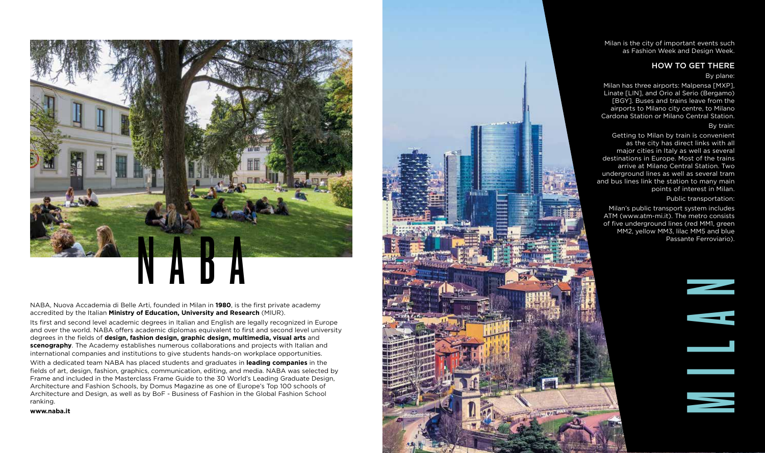# NABA

NABA, Nuova Accademia di Belle Arti, founded in Milan in **1980**, is the first private academy accredited by the Italian **Ministry of Education, University and Research** (MIUR).

Its first and second level academic degrees in Italian and English are legally recognized in Europe and over the world. NABA offers academic diplomas equivalent to first and second level university degrees in the fields of **design, fashion design, graphic design, multimedia, visual arts** and **scenography**. The Academy establishes numerous collaborations and projects with Italian and international companies and institutions to give students hands-on workplace opportunities.

With a dedicated team NABA has placed students and graduates in **leading companies** in the fields of art, design, fashion, graphics, communication, editing, and media. NABA was selected by Frame and included in the Masterclass Frame Guide to the 30 World's Leading Graduate Design, Architecture and Fashion Schools, by Domus Magazine as one of Europe's Top 100 schools of Architecture and Design, as well as by BoF - Business of Fashion in the Global Fashion School ranking.

**www.naba.it**

# MILAN

Milan is the city of important events such as Fashion Week and Design Week.

## HOW TO GET THERE

By plane:

Milan has three airports: Malpensa [MXP], Linate [LIN], and Orio al Serio (Bergamo) [BGY]. Buses and trains leave from the airports to Milano city centre, to Milano Cardona Station or Milano Central Station.

By train:

Getting to Milan by train is convenient as the city has direct links with all major cities in Italy as well as several destinations in Europe. Most of the trains arrive at Milano Central Station. Two underground lines as well as several tram and bus lines link the station to many main points of interest in Milan.

Public transportation:

Milan's public transport system includes ATM (www.atm-mi.it). The metro consists of five underground lines (red MM1, green MM2, yellow MM3, lilac MM5 and blue Passante Ferroviario).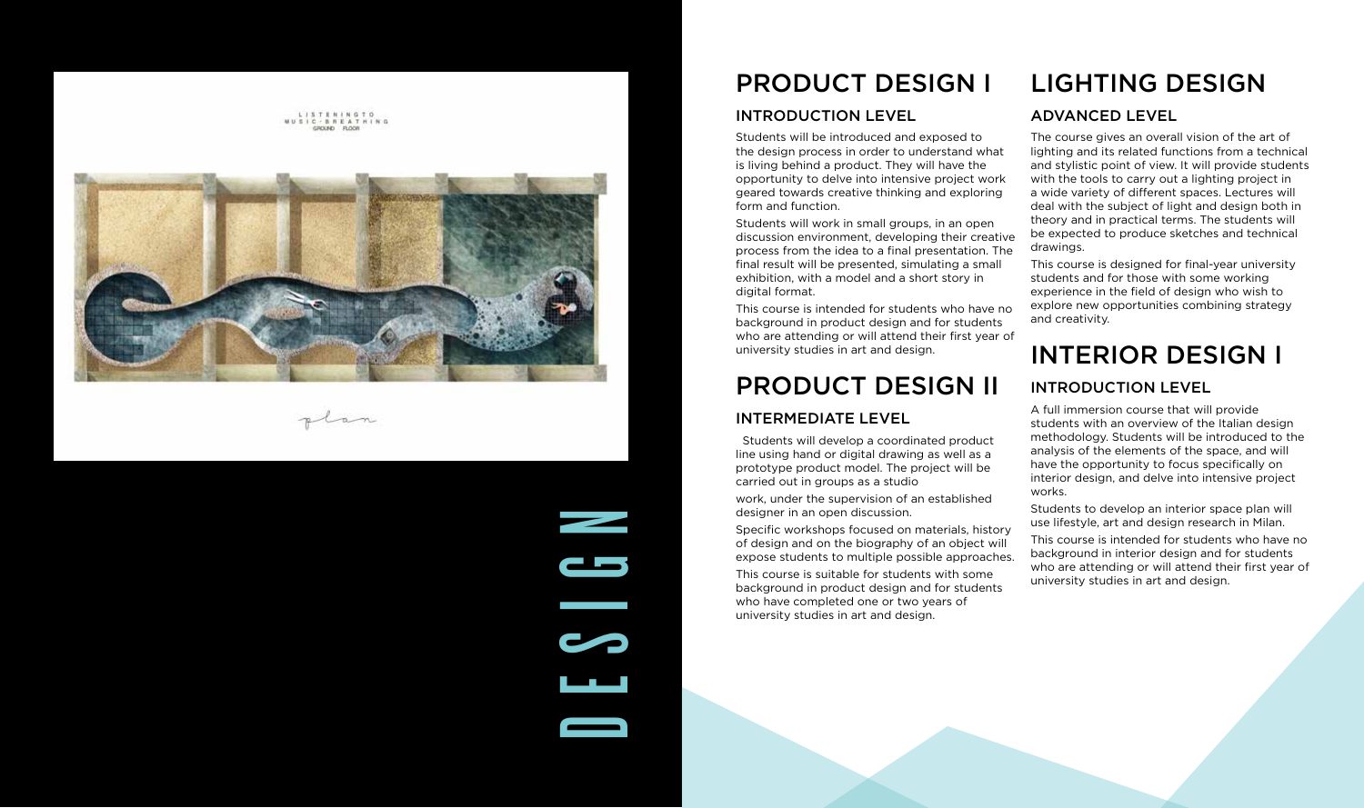# DESIGN

## PRODUCT DESIGN I

### INTRODUCTION LEVEL

Students will be introduced and exposed to the design process in order to understand what is living behind a product. They will have the opportunity to delve into intensive project work geared towards creative thinking and exploring form and function.

Students will work in small groups, in an open discussion environment, developing their creative process from the idea to a final presentation. The final result will be presented, simulating a small exhibition, with a model and a short story in digital format.

This course is intended for students who have no background in product design and for students who are attending or will attend their first year of university studies in art and design.

## PRODUCT DESIGN II

### INTERMEDIATE LEVEL

Students will develop a coordinated product line using hand or digital drawing as well as a prototype product model. The project will be carried out in groups as a studio work, under the supervision of an established designer in an open discussion.

Specific workshops focused on materials, history of design and on the biography of an object will expose students to multiple possible approaches.

This course is suitable for students with some background in product design and for students who have completed one or two years of university studies in art and design.

## LIGHTING DESIGN

### ADVANCED LEVEL

The course gives an overall vision of the art of lighting and its related functions from a technical and stylistic point of view. It will provide students with the tools to carry out a lighting project in a wide variety of different spaces. Lectures will deal with the subject of light and design both in theory and in practical terms. The students will be expected to produce sketches and technical drawings.

This course is designed for final-year university students and for those with some working experience in the field of design who wish to explore new opportunities combining strategy and creativity.

## INTERIOR DESIGN I

### INTRODUCTION LEVEL

A full immersion course that will provide students with an overview of the Italian design methodology. Students will be introduced to the analysis of the elements of the space, and will have the opportunity to focus specifically on interior design, and delve into intensive project works.

Students to develop an interior space plan will use lifestyle, art and design research in Milan.

This course is intended for students who have no background in interior design and for students who are attending or will attend their first year of university studies in art and design.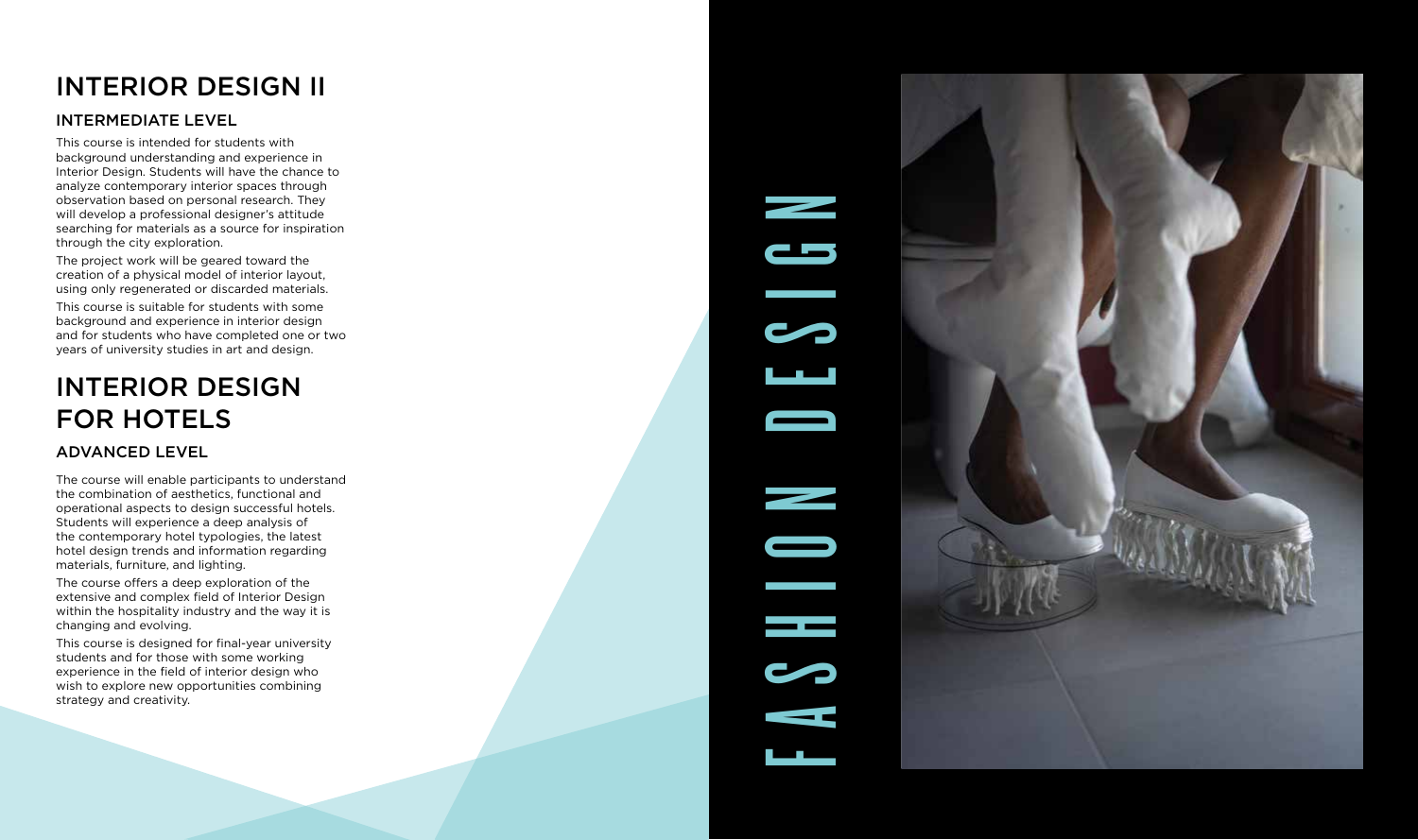# INTERIOR DESIGN II

## INTERMEDIATE LEVEL

This course is intended for students with background understanding and experience in Interior Design. Students will have the chance to analyze contemporary interior spaces through observation based on personal research. They will develop a professional designer's attitude searching for materials as a source for inspiration through the city exploration.

The project work will be geared toward the creation of a physical model of interior layout, using only regenerated or discarded materials.

This course is suitable for students with some background and experience in interior design and for students who have completed one or two years of university studies in art and design.

# INTERIOR DESIGN FOR HOTELS

## ADVANCED LEVEL

The course will enable participants to understand the combination of aesthetics, functional and operational aspects to design successful hotels. Students will experience a deep analysis of the contemporary hotel typologies, the latest hotel design trends and information regarding materials, furniture, and lighting.

The course offers a deep exploration of the extensive and complex field of Interior Design within the hospitality industry and the way it is changing and evolving.

This course is designed for final-year university students and for those with some working experience in the field of interior design who wish to explore new opportunities combining strategy and creativity.

# FASHION DESIGN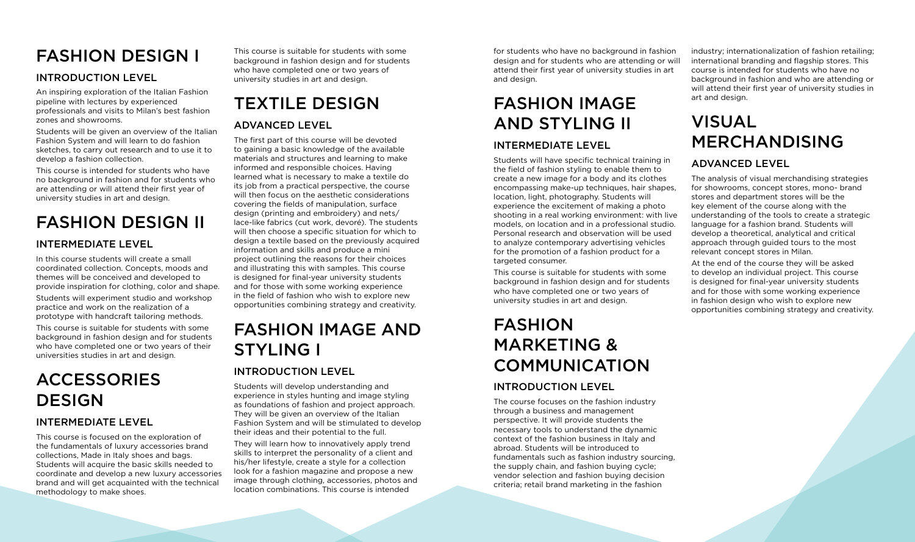# FASHION DESIGN I

## INTRODUCTION LEVEL

An inspiring exploration of the Italian Fashion pipeline with lectures by experienced professionals and visits to Milan's best fashion zones and showrooms.

Students will be given an overview of the Italian Fashion System and will learn to do fashion sketches, to carry out research and to use it to develop a fashion collection.

This course is intended for students who have no background in fashion and for students who are attending or will attend their first year of university studies in art and design.

# FASHION DESIGN II

## INTERMEDIATE LEVEL

In this course students will create a small coordinated collection. Concepts, moods and themes will be conceived and developed to provide inspiration for clothing, color and shape.

Students will experiment studio and workshop practice and work on the realization of a prototype with handcraft tailoring methods.

This course is suitable for students with some background in fashion design and for students who have completed one or two years of their universities studies in art and design.

# ACCESSORIES DESIGN

## INTERMEDIATE LEVEL

This course is focused on the exploration of the fundamentals of luxury accessories brand collections, Made in Italy shoes and bags. Students will acquire the basic skills needed to coordinate and develop a new luxury accessories brand and will get acquainted with the technical methodology to make shoes.

This course is suitable for students with some background in fashion design and for students who have completed one or two years of university studies in art and design.

# TEXTILE DESIGN

## ADVANCED LEVEL

The first part of this course will be devoted to gaining a basic knowledge of the available materials and structures and learning to make informed and responsible choices. Having learned what is necessary to make a textile do its job from a practical perspective, the course will then focus on the aesthetic considerations covering the fields of manipulation, surface design (printing and embroidery) and nets/ lace-like fabrics (cut work, devorè). The students will then choose a specific situation for which to design a textile based on the previously acquired information and skills and produce a mini project outlining the reasons for their choices and illustrating this with samples. This course is designed for final-year university students and for those with some working experience in the field of fashion who wish to explore new opportunities combining strategy and creativity.

# FASHION IMAGE AND STYLING I

## INTRODUCTION LEVEL

Students will develop understanding and experience in styles hunting and image styling as foundations of fashion and project approach. They will be given an overview of the Italian Fashion System and will be stimulated to develop their ideas and their potential to the full.

They will learn how to innovatively apply trend skills to interpret the personality of a client and his/her lifestyle, create a style for a collection look for a fashion magazine and propose a new image through clothing, accessories, photos and location combinations. This course is intended for students who have no background in fashion design and for students who are attending or will attend their first year of university studies in art and design.

# FASHION IMAGE AND STYLING II

## INTERMEDIATE LEVEL

Students will have specific technical training in the field of fashion styling to enable them to create a new image for a body and its clothes encompassing make-up techniques, hair shapes, location, light, photography. Students will experience the excitement of making a photo shooting in a real working environment: with live models, on location and in a professional studio. Personal research and observation will be used to analyze contemporary advertising vehicles for the promotion of a fashion product for a targeted consumer.

This course is suitable for students with some background in fashion design and for students who have completed one or two years of university studies in art and design.

# FASHION MARKETING & COMMUNICATION

## INTRODUCTION LEVEL

The course focuses on the fashion industry through a business and management perspective. It will provide students the necessary tools to understand the dynamic context of the fashion business in Italy and abroad. Students will be introduced to fundamentals such as fashion industry sourcing, the supply chain, and fashion buying cycle; vendor selection and fashion buying decision criteria; retail brand marketing in the fashion industry; internationalization of fashion retailing; international branding and flagship stores. This course is intended for students who have no background in fashion and who are attending or will attend their first year of university studies in art and design.

# VISUAL MERCHANDISING

## ADVANCED LEVEL

The analysis of visual merchandising strategies for showrooms, concept stores, mono- brand stores and department stores will be the key element of the course along with the understanding of the tools to create a strategic language for a fashion brand. Students will develop a theoretical, analytical and critical approach through guided tours to the most relevant concept stores in Milan.

At the end of the course they will be asked to develop an individual project. This course is designed for final-year university students and for those with some working experience in fashion design who wish to explore new opportunities combining strategy and creativity.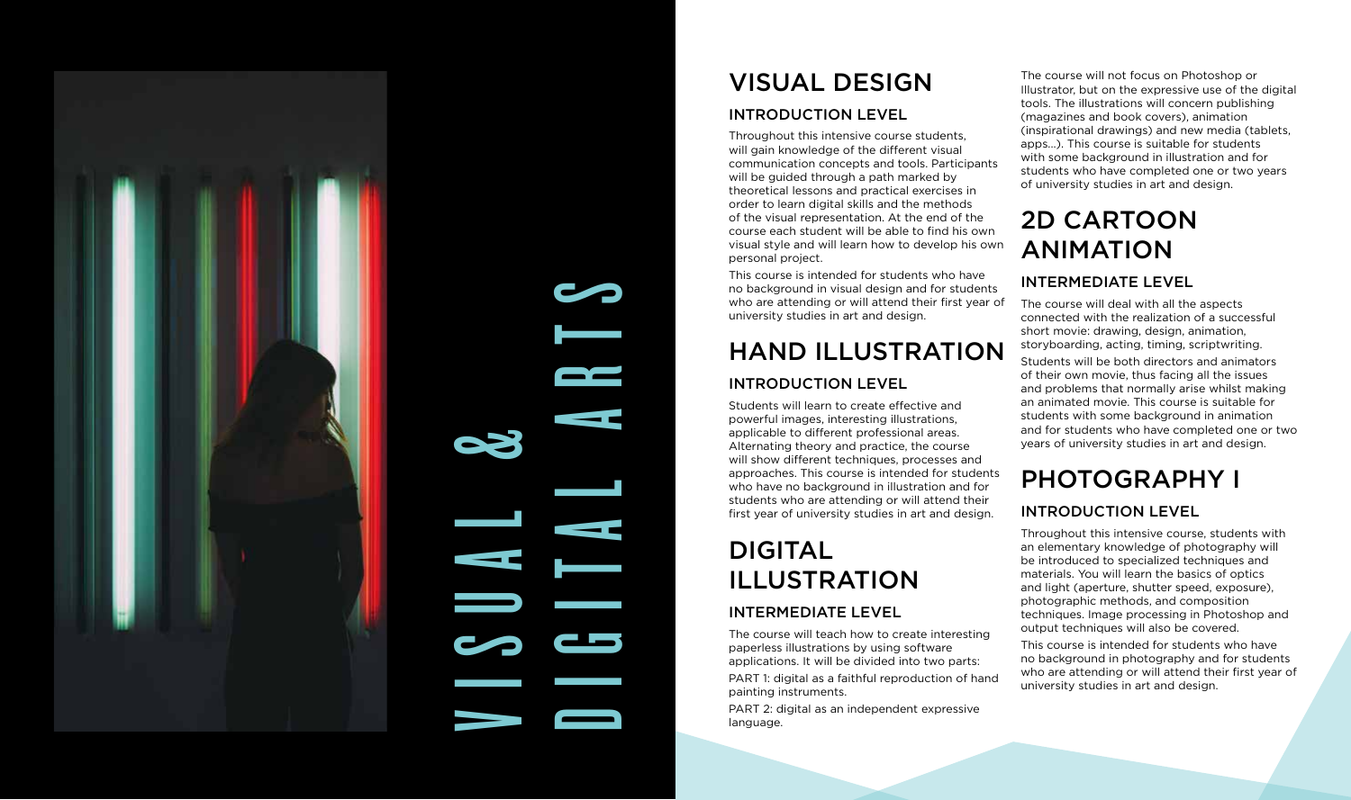# VISUAL & DIGITAL ARTS

## VISUAL DESIGN

### INTRODUCTION LEVEL

Throughout this intensive course students, will gain knowledge of the different visual communication concepts and tools. Participants will be guided through a path marked by theoretical lessons and practical exercises in order to learn digital skills and the methods of the visual representation. At the end of the course each student will be able to find his own visual style and will learn how to develop his own personal project.

This course is intended for students who have no background in visual design and for students who are attending or will attend their first year of university studies in art and design.

## HAND ILLUSTRATION

### INTRODUCTION LEVEL

Students will learn to create effective and powerful images, interesting illustrations, applicable to different professional areas. Alternating theory and practice, the course will show different techniques, processes and approaches. This course is intended for students who have no background in illustration and for students who are attending or will attend their first year of university studies in art and design.

## DIGITAL ILLUSTRATION

### INTERMEDIATE LEVEL

The course will teach how to create interesting paperless illustrations by using software applications. It will be divided into two parts:

PART 1: digital as a faithful reproduction of hand painting instruments.

PART 2: digital as an independent expressive language.

The course will not focus on Photoshop or Illustrator, but on the expressive use of the digital tools. The illustrations will concern publishing (magazines and book covers), animation (inspirational drawings) and new media (tablets, apps...). This course is suitable for students with some background in illustration and for students who have completed one or two years of university studies in art and design.

## 2D CARTOON ANIMATION

### INTERMEDIATE LEVEL

The course will deal with all the aspects connected with the realization of a successful short movie: drawing, design, animation, storyboarding, acting, timing, scriptwriting.

Students will be both directors and animators of their own movie, thus facing all the issues and problems that normally arise whilst making an animated movie. This course is suitable for students with some background in animation and for students who have completed one or two years of university studies in art and design.

## PHOTOGRAPHY I

### INTRODUCTION LEVEL

Throughout this intensive course, students with an elementary knowledge of photography will be introduced to specialized techniques and materials. You will learn the basics of optics and light (aperture, shutter speed, exposure), photographic methods, and composition techniques. Image processing in Photoshop and output techniques will also be covered.

This course is intended for students who have no background in photography and for students who are attending or will attend their first year of university studies in art and design.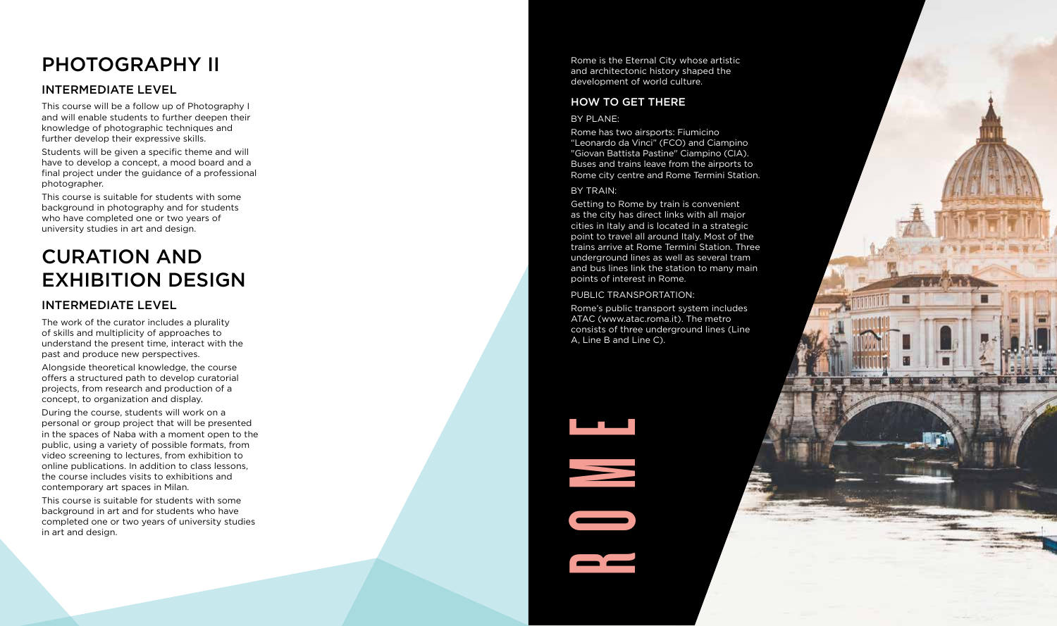# PHOTOGRAPHY II

## INTERMEDIATE LEVEL

This course will be a follow up of Photography I and will enable students to further deepen their knowledge of photographic techniques and further develop their expressive skills.

Students will be given a specific theme and will have to develop a concept, a mood board and a final project under the guidance of a professional photographer.

This course is suitable for students with some background in photography and for students who have completed one or two years of university studies in art and design.

# CURATION AND EXHIBITION DESIGN

## INTERMEDIATE LEVEL

The work of the curator includes a plurality of skills and multiplicity of approaches to understand the present time, interact with the past and produce new perspectives.

Alongside theoretical knowledge, the course offers a structured path to develop curatorial projects, from research and production of a concept, to organization and display.

During the course, students will work on a personal or group project that will be presented in the spaces of Naba with a moment open to the public, using a variety of possible formats, from video screening to lectures, from exhibition to online publications. In addition to class lessons, the course includes visits to exhibitions and contemporary art spaces in Milan.

This course is suitable for students with some background in art and for students who have completed one or two years of university studies in art and design.

# ROME

Rome is the Eternal City whose artistic and architectonic history shaped the development of world culture.

## HOW TO GET THERE

BY PLANE:

Rome has two airsports: Fiumicino "Leonardo da Vinci" (FCO) and Ciampino "Giovan Battista Pastine" Ciampino (CIA). Buses and trains leave from the airports to Rome city centre and Rome Termini Station.

BY TRAIN:

Getting to Rome by train is convenient as the city has direct links with all major cities in Italy and is located in a strategic point to travel all around Italy. Most of the trains arrive at Rome Termini Station. Three underground lines as well as several tram and bus lines link the station to many main points of interest in Rome.

PUBLIC TRANSPORTATION:

Rome's public transport system includes ATAC (www.atac.roma.it). The metro consists of three underground lines (Line A, Line B and Line C).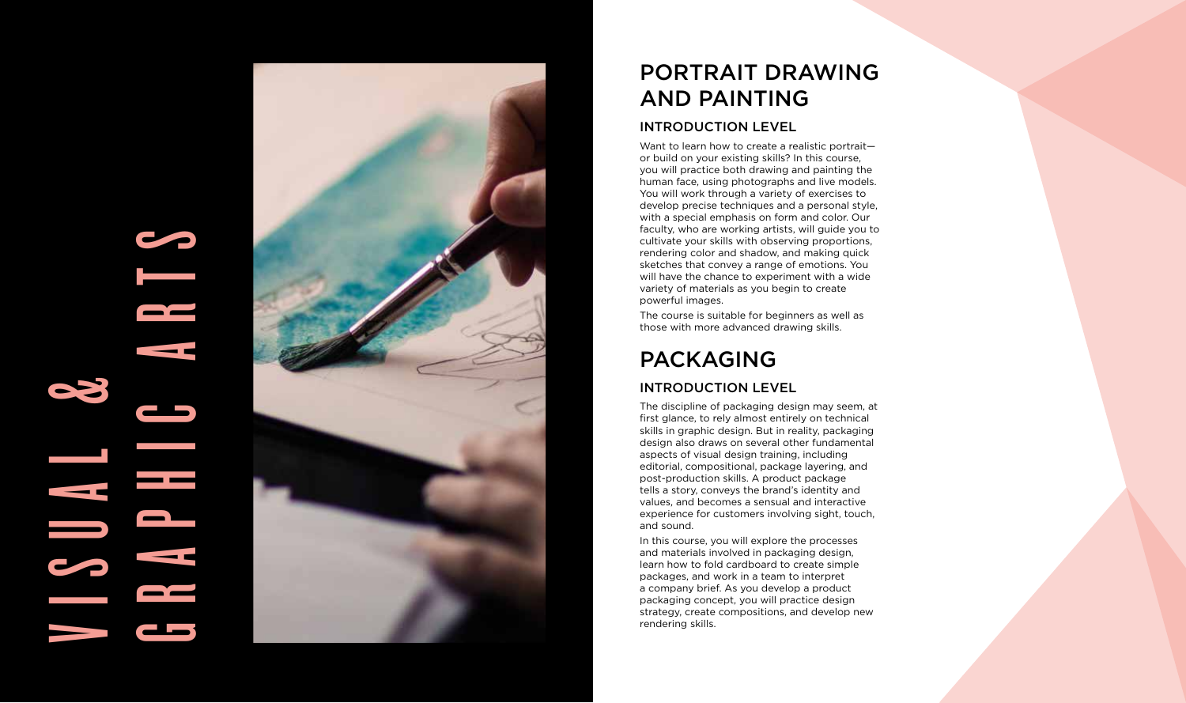# VISUAL & GRAPHIC ARTS

## PORTRAIT DRAWING AND PAINTING

### INTRODUCTION LEVEL

Want to learn how to create a realistic portrait—or build on your existing skills? In this course, you will practice both drawing and painting the human face, using photographs and live models. You will work through a variety of exercises to develop precise techniques and a personal style, with a special emphasis on form and color. Our faculty, who are working artists, will guide you to cultivate your skills with observing proportions, rendering color and shadow, and making quick sketches that convey a range of emotions. You will have the chance to experiment with a wide variety of materials as you begin to create powerful images.

The course is suitable for beginners as well as those with more advanced drawing skills.

## PACKAGING

### INTRODUCTION LEVEL

The discipline of packaging design may seem, at first glance, to rely almost entirely on technical skills in graphic design. But in reality, packaging design also draws on several other fundamental aspects of visual design training, including editorial, compositional, package layering, and post-production skills. A product package tells a story, conveys the brand's identity and values, and becomes a sensual and interactive experience for customers involving sight, touch, and sound.

In this course, you will explore the processes and materials involved in packaging design, learn how to fold cardboard to create simple packages, and work in a team to interpret a company brief. As you develop a product packaging concept, you will practice design strategy, create compositions, and develop new rendering skills.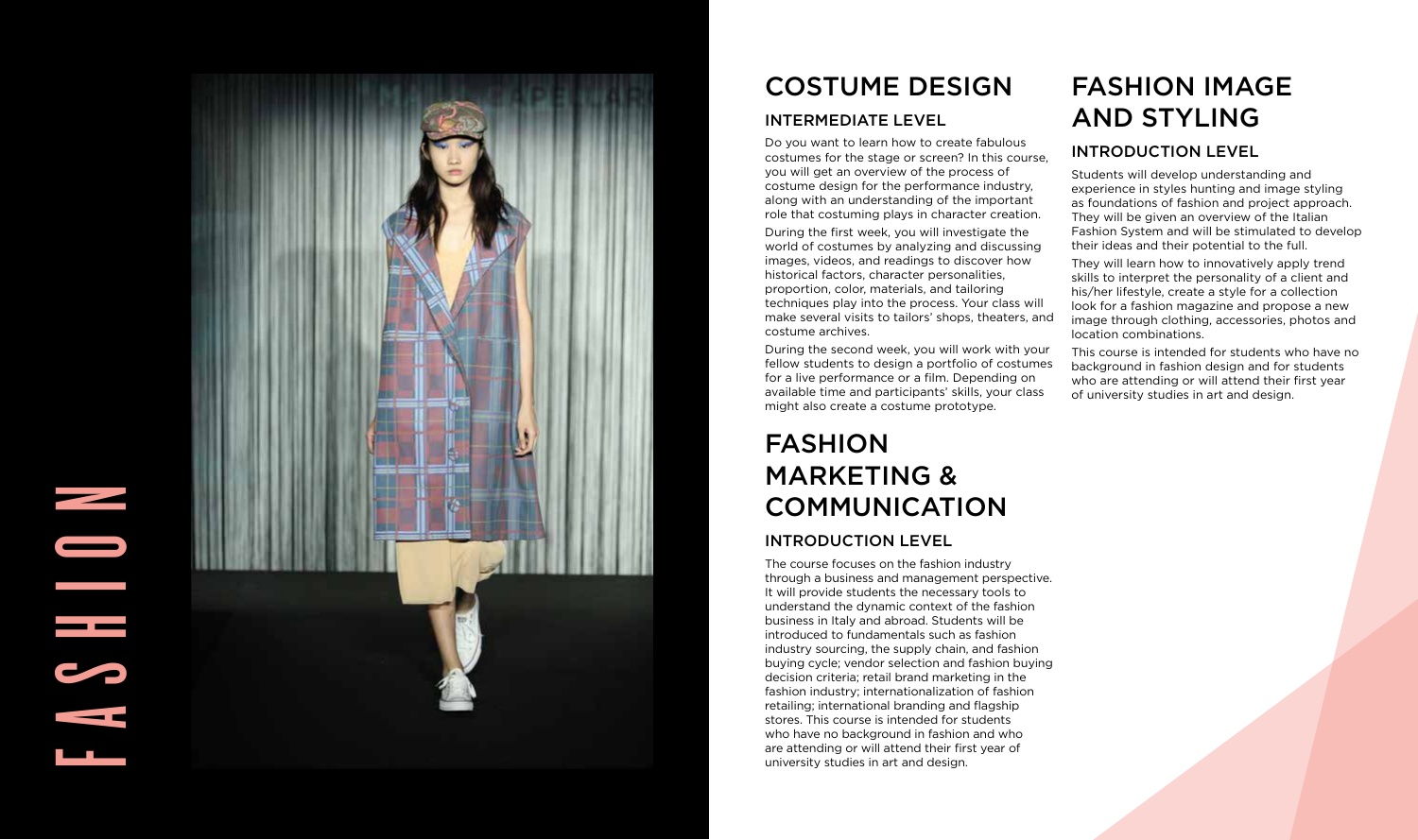# FASHION

## COSTUME DESIGN

### INTERMEDIATE LEVEL

Do you want to learn how to create fabulous costumes for the stage or screen? In this course, you will get an overview of the process of costume design for the performance industry, along with an understanding of the important role that costuming plays in character creation.

During the first week, you will investigate the world of costumes by analyzing and discussing images, videos, and readings to discover how historical factors, character personalities, proportion, color, materials, and tailoring techniques play into the process. Your class will make several visits to tailors' shops, theaters, and costume archives.

During the second week, you will work with your fellow students to design a portfolio of costumes for a live performance or a film. Depending on available time and participants' skills, your class might also create a costume prototype.

## FASHION MARKETING & COMMUNICATION

### INTRODUCTION LEVEL

The course focuses on the fashion industry through a business and management perspective. It will provide students the necessary tools to understand the dynamic context of the fashion business in Italy and abroad. Students will be introduced to fundamentals such as fashion industry sourcing, the supply chain, and fashion buying cycle; vendor selection and fashion buying decision criteria; retail brand marketing in the fashion industry; internationalization of fashion retailing; international branding and flagship stores. This course is intended for students who have no background in fashion and who are attending or will attend their first year of university studies in art and design.

## FASHION IMAGE AND STYLING

### INTRODUCTION LEVEL

Students will develop understanding and experience in styles hunting and image styling as foundations of fashion and project approach. They will be given an overview of the Italian Fashion System and will be stimulated to develop their ideas and their potential to the full.

They will learn how to innovatively apply trend skills to interpret the personality of a client and his/her lifestyle, create a style for a collection look for a fashion magazine and propose a new image through clothing, accessories, photos and location combinations.

This course is intended for students who have no background in fashion design and for students who are attending or will attend their first year of university studies in art and design.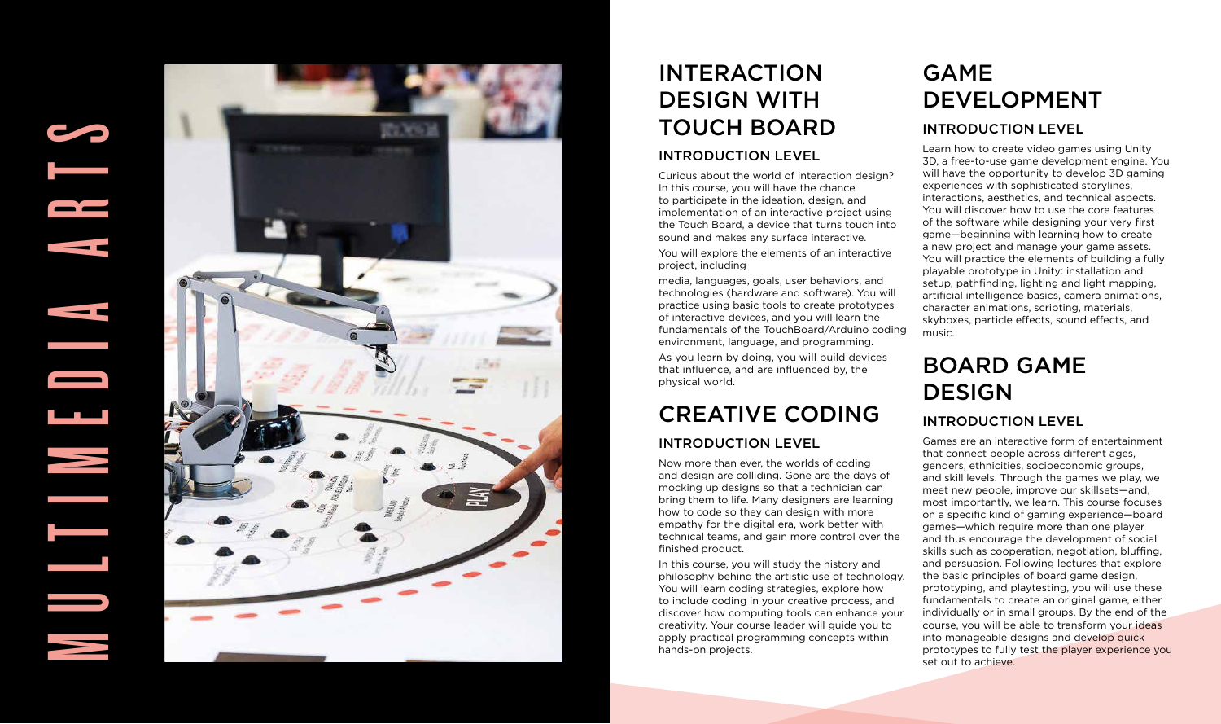# MULTIMEDIA ARTS

## INTERACTION DESIGN WITH TOUCH BOARD

### INTRODUCTION LEVEL

Curious about the world of interaction design? In this course, you will have the chance to participate in the ideation, design, and implementation of an interactive project using the Touch Board, a device that turns touch into sound and makes any surface interactive.

You will explore the elements of an interactive project, including

media, languages, goals, user behaviors, and technologies (hardware and software). You will practice using basic tools to create prototypes of interactive devices, and you will learn the fundamentals of the TouchBoard/Arduino coding environment, language, and programming.

As you learn by doing, you will build devices that influence, and are influenced by, the physical world.

## CREATIVE CODING

### INTRODUCTION LEVEL

Now more than ever, the worlds of coding and design are colliding. Gone are the days of mocking up designs so that a technician can bring them to life. Many designers are learning how to code so they can design with more empathy for the digital era, work better with technical teams, and gain more control over the finished product.

In this course, you will study the history and philosophy behind the artistic use of technology. You will learn coding strategies, explore how to include coding in your creative process, and discover how computing tools can enhance your creativity. Your course leader will guide you to apply practical programming concepts within hands-on projects.

## GAME DEVELOPMENT

### INTRODUCTION LEVEL

Learn how to create video games using Unity 3D, a free-to-use game development engine. You will have the opportunity to develop 3D gaming experiences with sophisticated storylines, interactions, aesthetics, and technical aspects. You will discover how to use the core features of the software while designing your very first game—beginning with learning how to create a new project and manage your game assets. You will practice the elements of building a fully playable prototype in Unity: installation and setup, pathfinding, lighting and light mapping, artificial intelligence basics, camera animations, character animations, scripting, materials, skyboxes, particle effects, sound effects, and music.

## BOARD GAME DESIGN

### INTRODUCTION LEVEL

Games are an interactive form of entertainment that connect people across different ages, genders, ethnicities, socioeconomic groups, and skill levels. Through the games we play, we meet new people, improve our skillsets—and, most importantly, we learn. This course focuses on a specific kind of gaming experience—board games—which require more than one player and thus encourage the development of social skills such as cooperation, negotiation, bluffing, and persuasion. Following lectures that explore the basic principles of board game design, prototyping, and playtesting, you will use these fundamentals to create an original game, either individually or in small groups. By the end of the course, you will be able to transform your ideas into manageable designs and develop quick prototypes to fully test the player experience you set out to achieve.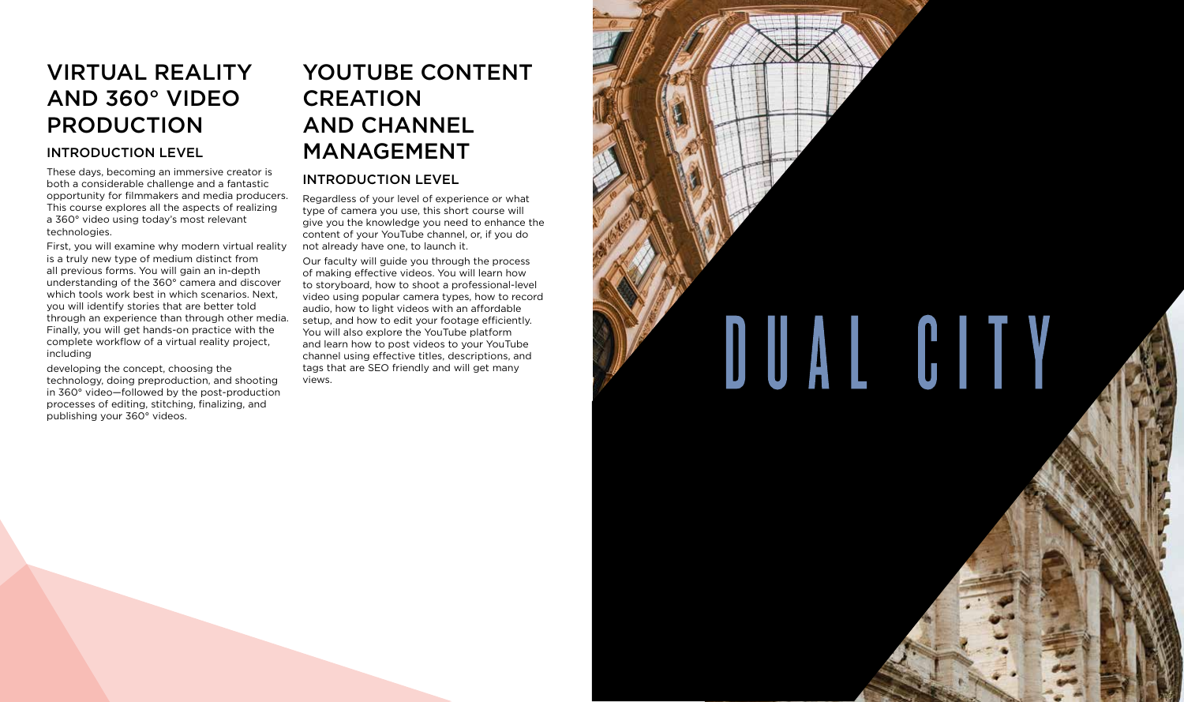# VIRTUAL REALITY AND 360° VIDEO PRODUCTION

## INTRODUCTION LEVEL

These days, becoming an immersive creator is both a considerable challenge and a fantastic opportunity for filmmakers and media producers. This course explores all the aspects of realizing a 360° video using today's most relevant technologies.

First, you will examine why modern virtual reality is a truly new type of medium distinct from all previous forms. You will gain an in-depth understanding of the 360° camera and discover which tools work best in which scenarios. Next, you will identify stories that are better told through an experience than through other media. Finally, you will get hands-on practice with the complete workflow of a virtual reality project, including developing the concept, choosing the technology, doing preproduction, and shooting in 360° video—followed by the post-production processes of editing, stitching, finalizing, and publishing your 360° videos.

# YOUTUBE CONTENT CREATION AND CHANNEL MANAGEMENT

## INTRODUCTION LEVEL

Regardless of your level of experience or what type of camera you use, this short course will give you the knowledge you need to enhance the content of your YouTube channel, or, if you do not already have one, to launch it.

Our faculty will guide you through the process of making effective videos. You will learn how to storyboard, how to shoot a professional-level video using popular camera types, how to record audio, how to light videos with an affordable setup, and how to edit your footage efficiently. You will also explore the YouTube platform and learn how to post videos to your YouTube channel using effective titles, descriptions, and tags that are SEO friendly and will get many views.

DUAL CITY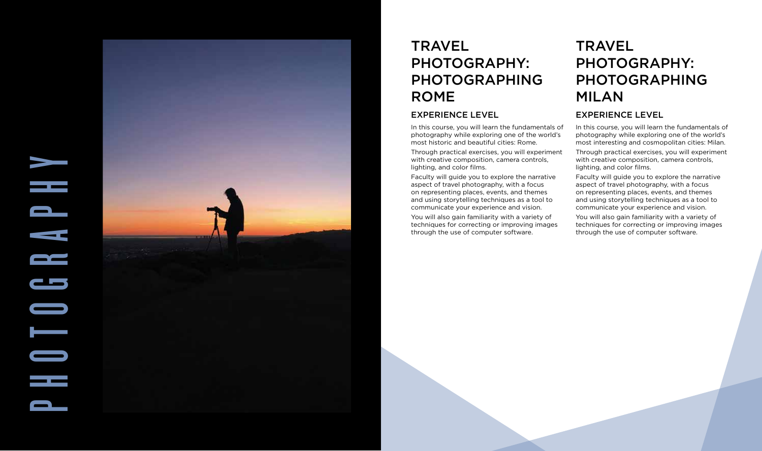PHOTOGRAPHY

## TRAVEL PHOTOGRAPHY: PHOTOGRAPHING ROME

### EXPERIENCE LEVEL

In this course, you will learn the fundamentals of photography while exploring one of the world's most historic and beautiful cities: Rome.

Through practical exercises, you will experiment with creative composition, camera controls, lighting, and color films.

Faculty will guide you to explore the narrative aspect of travel photography, with a focus on representing places, events, and themes and using storytelling techniques as a tool to communicate your experience and vision.

You will also gain familiarity with a variety of techniques for correcting or improving images through the use of computer software.

## TRAVEL PHOTOGRAPHY: PHOTOGRAPHING MILAN

### EXPERIENCE LEVEL

In this course, you will learn the fundamentals of photography while exploring one of the world's most interesting and cosmopolitan cities: Milan.

Through practical exercises, you will experiment with creative composition, camera controls, lighting, and color films.

Faculty will guide you to explore the narrative aspect of travel photography, with a focus on representing places, events, and themes and using storytelling techniques as a tool to communicate your experience and vision.

You will also gain familiarity with a variety of techniques for correcting or improving images through the use of computer software.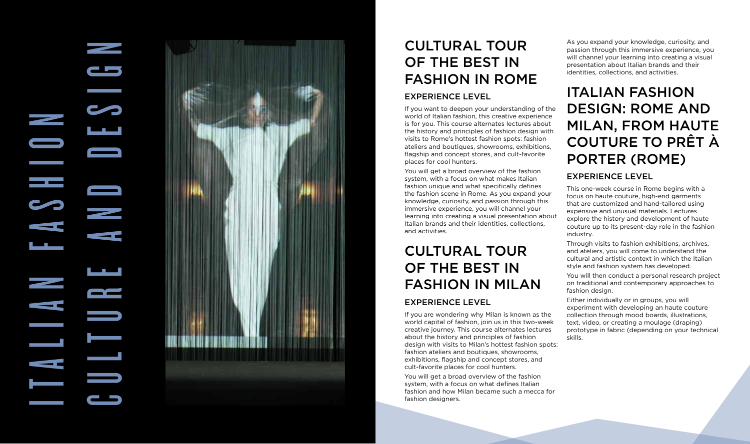# ITALIAN FASHION CULTURE AND DESIGN

## CULTURAL TOUR OF THE BEST IN FASHION IN ROME

### EXPERIENCE LEVEL

If you want to deepen your understanding of the world of Italian fashion, this creative experience is for you. This course alternates lectures about the history and principles of fashion design with visits to Rome's hottest fashion spots: fashion ateliers and boutiques, showrooms, exhibitions, flagship and concept stores, and cult-favorite places for cool hunters.

You will get a broad overview of the fashion system, with a focus on what makes Italian fashion unique and what specifically defines the fashion scene in Rome. As you expand your knowledge, curiosity, and passion through this immersive experience, you will channel your learning into creating a visual presentation about Italian brands and their identities, collections, and activities.

## CULTURAL TOUR OF THE BEST IN FASHION IN MILAN

### EXPERIENCE LEVEL

If you are wondering why Milan is known as the world capital of fashion, join us in this two-week creative journey. This course alternates lectures about the history and principles of fashion design with visits to Milan's hottest fashion spots: fashion ateliers and boutiques, showrooms, exhibitions, flagship and concept stores, and cult-favorite places for cool hunters.

You will get a broad overview of the fashion system, with a focus on what defines Italian fashion and how Milan became such a mecca for fashion designers.

As you expand your knowledge, curiosity, and passion through this immersive experience, you will channel your learning into creating a visual presentation about Italian brands and their identities, collections, and activities.

## ITALIAN FASHION DESIGN: ROME AND MILAN, FROM HAUTE COUTURE TO PRÊT À PORTER (ROME)

### EXPERIENCE LEVEL

This one-week course in Rome begins with a focus on haute couture, high-end garments that are customized and hand-tailored using expensive and unusual materials. Lectures explore the history and development of haute couture up to its present-day role in the fashion industry.

Through visits to fashion exhibitions, archives, and ateliers, you will come to understand the cultural and artistic context in which the Italian style and fashion system has developed.

You will then conduct a personal research project on traditional and contemporary approaches to fashion design.

Either individually or in groups, you will experiment with developing an haute couture collection through mood boards, illustrations, text, video, or creating a moulage (draping) prototype in fabric (depending on your technical skills.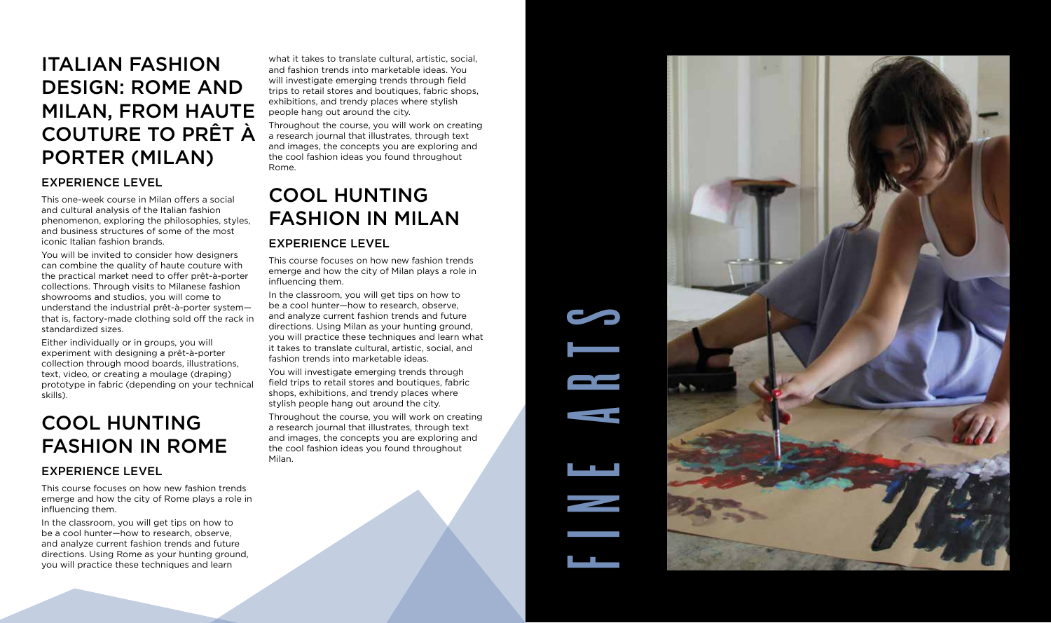## ITALIAN FASHION DESIGN: ROME AND MILAN, FROM HAUTE COUTURE TO PRÊT À PORTER (MILAN)

### EXPERIENCE LEVEL

This one-week course in Milan offers a social and cultural analysis of the Italian fashion phenomenon, exploring the philosophies, styles, and business structures of some of the most iconic Italian fashion brands.

You will be invited to consider how designers can combine the quality of haute couture with the practical market need to offer prêt-à-porter collections. Through visits to Milanese fashion showrooms and studios, you will come to understand the industrial prêt-à-porter system—that is, factory-made clothing sold off the rack in standardized sizes.

Either individually or in groups, you will experiment with designing a prêt-à-porter collection through mood boards, illustrations, text, video, or creating a moulage (draping) prototype in fabric (depending on your technical skills).

## COOL HUNTING FASHION IN ROME

### EXPERIENCE LEVEL

This course focuses on how new fashion trends emerge and how the city of Rome plays a role in influencing them.

In the classroom, you will get tips on how to be a cool hunter—how to research, observe, and analyze current fashion trends and future directions. Using Rome as your hunting ground, you will practice these techniques and learn what it takes to translate cultural, artistic, social, and fashion trends into marketable ideas. You will investigate emerging trends through field trips to retail stores and boutiques, fabric shops, exhibitions, and trendy places where stylish people hang out around the city.

Throughout the course, you will work on creating a research journal that illustrates, through text and images, the concepts you are exploring and the cool fashion ideas you found throughout Rome.

## COOL HUNTING FASHION IN MILAN

### EXPERIENCE LEVEL

This course focuses on how new fashion trends emerge and how the city of Milan plays a role in influencing them.

In the classroom, you will get tips on how to be a cool hunter—how to research, observe, and analyze current fashion trends and future directions. Using Milan as your hunting ground, you will practice these techniques and learn what it takes to translate cultural, artistic, social, and fashion trends into marketable ideas.

You will investigate emerging trends through field trips to retail stores and boutiques, fabric shops, exhibitions, and trendy places where stylish people hang out around the city.

Throughout the course, you will work on creating a research journal that illustrates, through text and images, the concepts you are exploring and the cool fashion ideas you found throughout Milan.

# FINE ARTS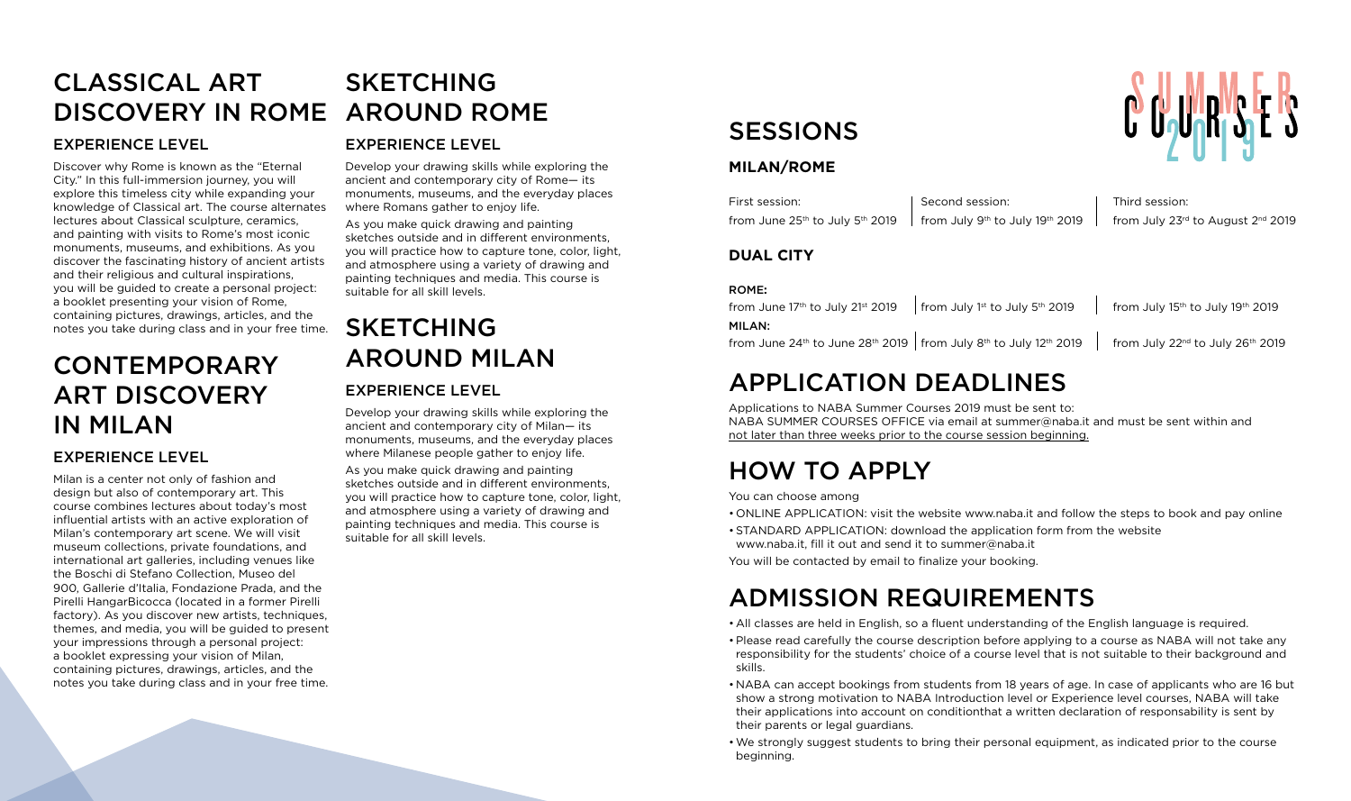# CLASSICAL ART DISCOVERY IN ROME

## EXPERIENCE LEVEL

Discover why Rome is known as the "Eternal City." In this full-immersion journey, you will explore this timeless city while expanding your knowledge of Classical art. The course alternates lectures about Classical sculpture, ceramics, and painting with visits to Rome's most iconic monuments, museums, and exhibitions. As you discover the fascinating history of ancient artists and their religious and cultural inspirations, you will be guided to create a personal project: a booklet presenting your vision of Rome, containing pictures, drawings, articles, and the notes you take during class and in your free time.

# CONTEMPORARY ART DISCOVERY IN MILAN

## EXPERIENCE LEVEL

Milan is a center not only of fashion and design but also of contemporary art. This course combines lectures about today's most influential artists with an active exploration of Milan's contemporary art scene. We will visit museum collections, private foundations, and international art galleries, including venues like the Boschi di Stefano Collection, Museo del 900, Gallerie d'Italia, Fondazione Prada, and the Pirelli HangarBicocca (located in a former Pirelli factory). As you discover new artists, techniques, themes, and media, you will be guided to present your impressions through a personal project: a booklet expressing your vision of Milan, containing pictures, drawings, articles, and the notes you take during class and in your free time.

# SKETCHING AROUND ROME

## EXPERIENCE LEVEL

Develop your drawing skills while exploring the ancient and contemporary city of Rome— its monuments, museums, and the everyday places where Romans gather to enjoy life.

As you make quick drawing and painting sketches outside and in different environments, you will practice how to capture tone, color, light, and atmosphere using a variety of drawing and painting techniques and media. This course is suitable for all skill levels.

# SKETCHING AROUND MILAN

## EXPERIENCE LEVEL

Develop your drawing skills while exploring the ancient and contemporary city of Milan— its monuments, museums, and the everyday places where Milanese people gather to enjoy life.

As you make quick drawing and painting sketches outside and in different environments, you will practice how to capture tone, color, light, and atmosphere using a variety of drawing and painting techniques and media. This course is suitable for all skill levels.

SUMMER COURSES 2019

# SESSIONS

### MILAN/ROME

| First session: | Second session: | Third session: |
|---|---|---|
| from June 25th to July 5th 2019 | from July 9th to July 19th 2019 | from July 23rd to August 2nd 2019 |

### DUAL CITY

| | | |
|---|---|---|
| **ROME:** | | |
| from June 17th to July 21st 2019 | from July 1st to July 5th 2019 | from July 15th to July 19th 2019 |
| **MILAN:** | | |
| from June 24th to June 28th 2019 | from July 8th to July 12th 2019 | from July 22nd to July 26th 2019 |

# APPLICATION DEADLINES

Applications to NABA Summer Courses 2019 must be sent to:
NABA SUMMER COURSES OFFICE via email at summer@naba.it and must be sent within and not later than three weeks prior to the course session beginning.

# HOW TO APPLY

You can choose among

- ONLINE APPLICATION: visit the website www.naba.it and follow the steps to book and pay online
- STANDARD APPLICATION: download the application form from the website www.naba.it, fill it out and send it to summer@naba.it

You will be contacted by email to finalize your booking.

# ADMISSION REQUIREMENTS

- All classes are held in English, so a fluent understanding of the English language is required.
- Please read carefully the course description before applying to a course as NABA will not take any responsibility for the students' choice of a course level that is not suitable to their background and skills.
- NABA can accept bookings from students from 18 years of age. In case of applicants who are 16 but show a strong motivation to NABA Introduction level or Experience level courses, NABA will take their applications into account on conditionthat a written declaration of responsability is sent by their parents or legal guardians.
- We strongly suggest students to bring their personal equipment, as indicated prior to the course beginning.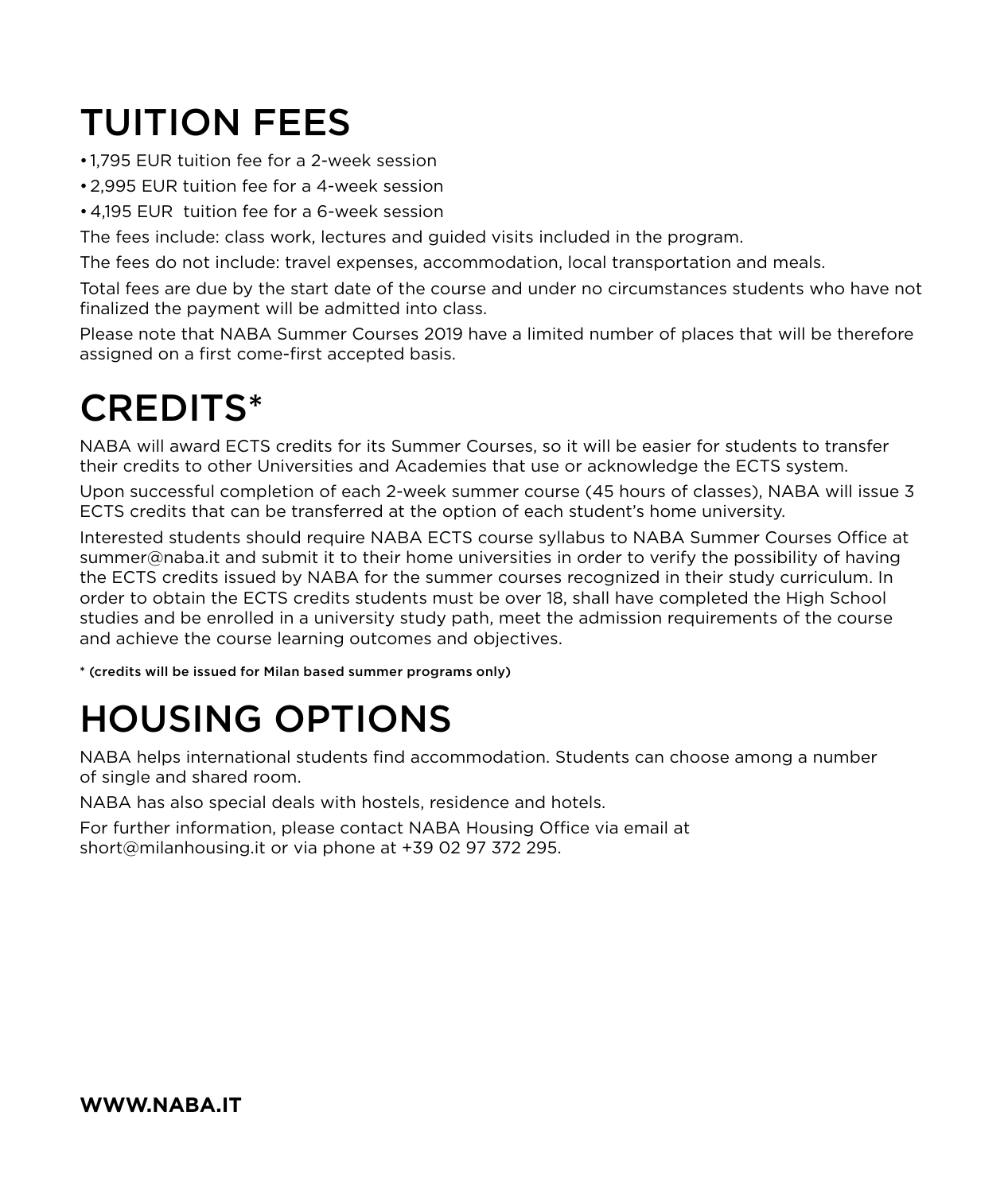# TUITION FEES

- 1,795 EUR tuition fee for a 2-week session
- 2,995 EUR tuition fee for a 4-week session
- 4,195 EUR tuition fee for a 6-week session

The fees include: class work, lectures and guided visits included in the program.

The fees do not include: travel expenses, accommodation, local transportation and meals.

Total fees are due by the start date of the course and under no circumstances students who have not finalized the payment will be admitted into class.

Please note that NABA Summer Courses 2019 have a limited number of places that will be therefore assigned on a first come-first accepted basis.

# CREDITS*

NABA will award ECTS credits for its Summer Courses, so it will be easier for students to transfer their credits to other Universities and Academies that use or acknowledge the ECTS system.

Upon successful completion of each 2-week summer course (45 hours of classes), NABA will issue 3 ECTS credits that can be transferred at the option of each student's home university.

Interested students should require NABA ECTS course syllabus to NABA Summer Courses Office at summer@naba.it and submit it to their home universities in order to verify the possibility of having the ECTS credits issued by NABA for the summer courses recognized in their study curriculum. In order to obtain the ECTS credits students must be over 18, shall have completed the High School studies and be enrolled in a university study path, meet the admission requirements of the course and achieve the course learning outcomes and objectives.

* (credits will be issued for Milan based summer programs only)

# HOUSING OPTIONS

NABA helps international students find accommodation. Students can choose among a number of single and shared room.

NABA has also special deals with hostels, residence and hotels.

For further information, please contact NABA Housing Office via email at short@milanhousing.it or via phone at +39 02 97 372 295.

**WWW.NABA.IT**